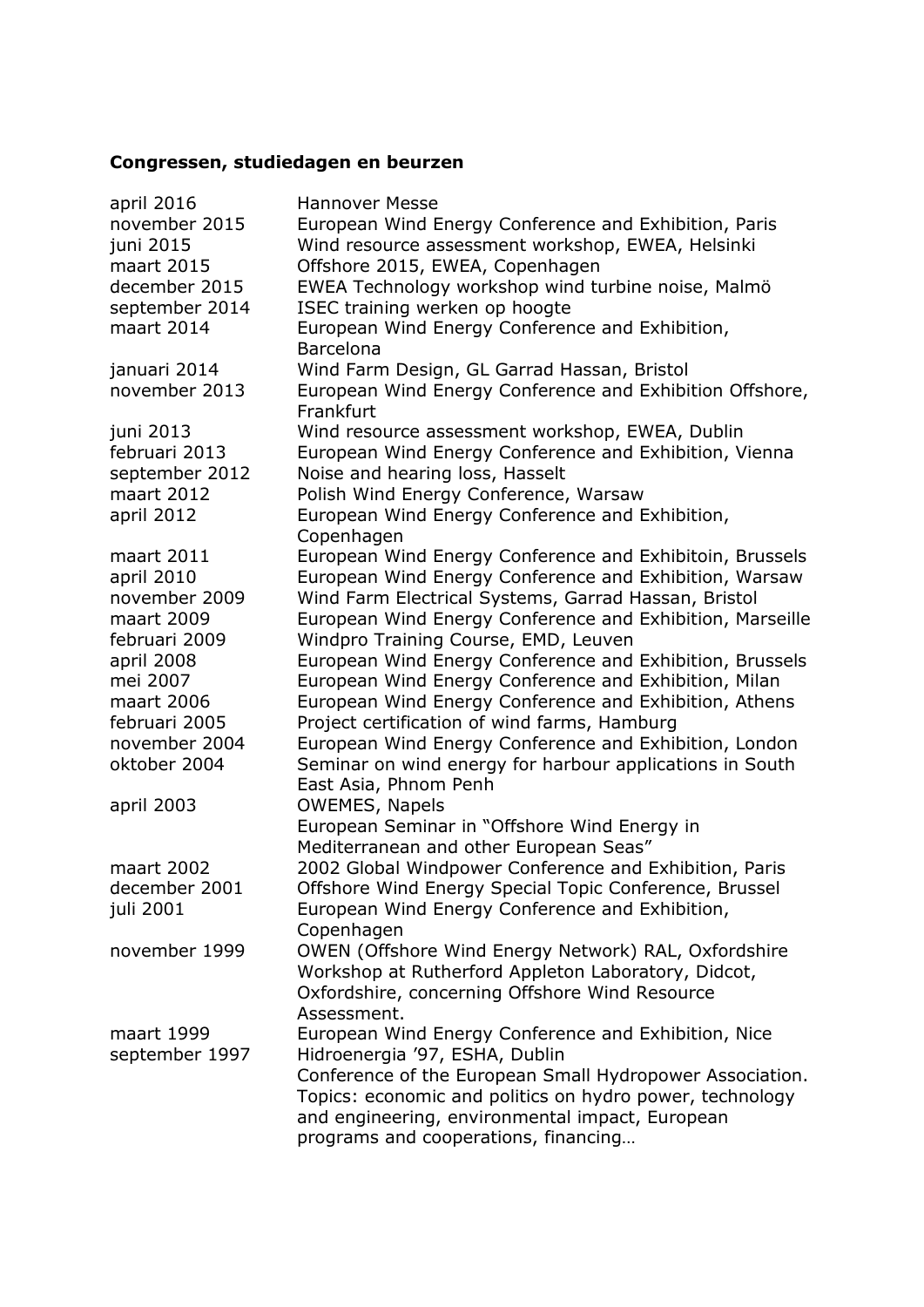## Congressen, studiedagen en beurzen

| | |
|---|---|
| april 2016 | Hannover Messe |
| november 2015 | European Wind Energy Conference and Exhibition, Paris |
| juni 2015 | Wind resource assessment workshop, EWEA, Helsinki |
| maart 2015 | Offshore 2015, EWEA, Copenhagen |
| december 2015 | EWEA Technology workshop wind turbine noise, Malmö |
| september 2014 | ISEC training werken op hoogte |
| maart 2014 | European Wind Energy Conference and Exhibition, Barcelona |
| januari 2014 | Wind Farm Design, GL Garrad Hassan, Bristol |
| november 2013 | European Wind Energy Conference and Exhibition Offshore, Frankfurt |
| juni 2013 | Wind resource assessment workshop, EWEA, Dublin |
| februari 2013 | European Wind Energy Conference and Exhibition, Vienna |
| september 2012 | Noise and hearing loss, Hasselt |
| maart 2012 | Polish Wind Energy Conference, Warsaw |
| april 2012 | European Wind Energy Conference and Exhibition, Copenhagen |
| maart 2011 | European Wind Energy Conference and Exhibitoin, Brussels |
| april 2010 | European Wind Energy Conference and Exhibition, Warsaw |
| november 2009 | Wind Farm Electrical Systems, Garrad Hassan, Bristol |
| maart 2009 | European Wind Energy Conference and Exhibition, Marseille |
| februari 2009 | Windpro Training Course, EMD, Leuven |
| april 2008 | European Wind Energy Conference and Exhibition, Brussels |
| mei 2007 | European Wind Energy Conference and Exhibition, Milan |
| maart 2006 | European Wind Energy Conference and Exhibition, Athens |
| februari 2005 | Project certification of wind farms, Hamburg |
| november 2004 | European Wind Energy Conference and Exhibition, London |
| oktober 2004 | Seminar on wind energy for harbour applications in South East Asia, Phnom Penh |
| april 2003 | OWEMES, Napels<br>European Seminar in "Offshore Wind Energy in Mediterranean and other European Seas" |
| maart 2002 | 2002 Global Windpower Conference and Exhibition, Paris |
| december 2001 | Offshore Wind Energy Special Topic Conference, Brussel |
| juli 2001 | European Wind Energy Conference and Exhibition, Copenhagen |
| november 1999 | OWEN (Offshore Wind Energy Network) RAL, Oxfordshire<br>Workshop at Rutherford Appleton Laboratory, Didcot, Oxfordshire, concerning Offshore Wind Resource Assessment. |
| maart 1999 | European Wind Energy Conference and Exhibition, Nice |
| september 1997 | Hidroenergia '97, ESHA, Dublin<br>Conference of the European Small Hydropower Association. Topics: economic and politics on hydro power, technology and engineering, environmental impact, European programs and cooperations, financing… |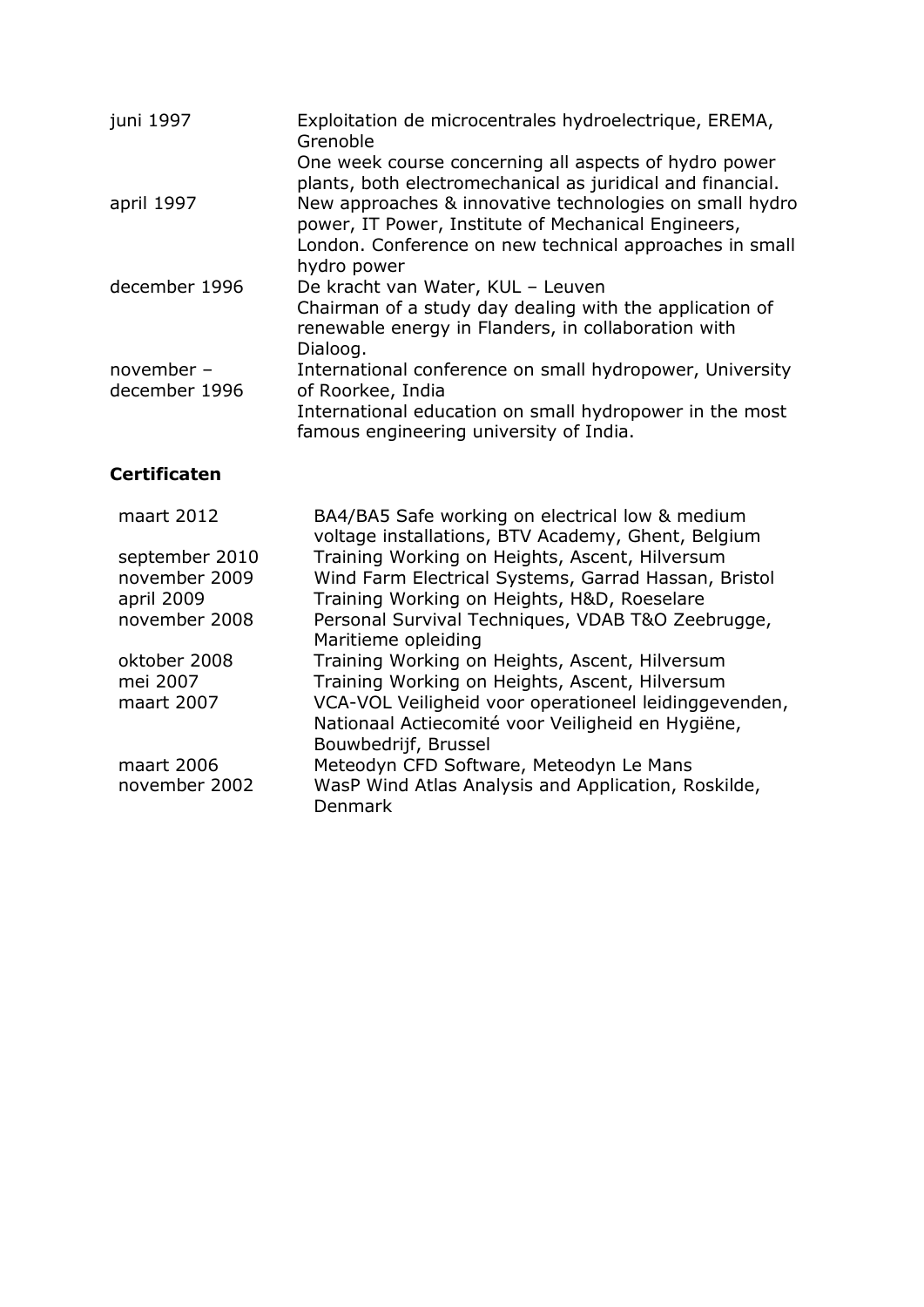| | |
|---|---|
| juni 1997 | Exploitation de microcentrales hydroelectrique, EREMA, Grenoble<br>One week course concerning all aspects of hydro power plants, both electromechanical as juridical and financial. |
| april 1997 | New approaches & innovative technologies on small hydro power, IT Power, Institute of Mechanical Engineers, London. Conference on new technical approaches in small hydro power |
| december 1996 | De kracht van Water, KUL – Leuven<br>Chairman of a study day dealing with the application of renewable energy in Flanders, in collaboration with Dialoog. |
| november – december 1996 | International conference on small hydropower, University of Roorkee, India<br>International education on small hydropower in the most famous engineering university of India. |

**Certificaten**

| | |
|---|---|
| maart 2012 | BA4/BA5 Safe working on electrical low & medium voltage installations, BTV Academy, Ghent, Belgium |
| september 2010 | Training Working on Heights, Ascent, Hilversum |
| november 2009 | Wind Farm Electrical Systems, Garrad Hassan, Bristol |
| april 2009 | Training Working on Heights, H&D, Roeselare |
| november 2008 | Personal Survival Techniques, VDAB T&O Zeebrugge, Maritieme opleiding |
| oktober 2008 | Training Working on Heights, Ascent, Hilversum |
| mei 2007 | Training Working on Heights, Ascent, Hilversum |
| maart 2007 | VCA-VOL Veiligheid voor operationeel leidinggevenden, Nationaal Actiecomité voor Veiligheid en Hygiëne, Bouwbedrijf, Brussel |
| maart 2006 | Meteodyn CFD Software, Meteodyn Le Mans |
| november 2002 | WasP Wind Atlas Analysis and Application, Roskilde, Denmark |